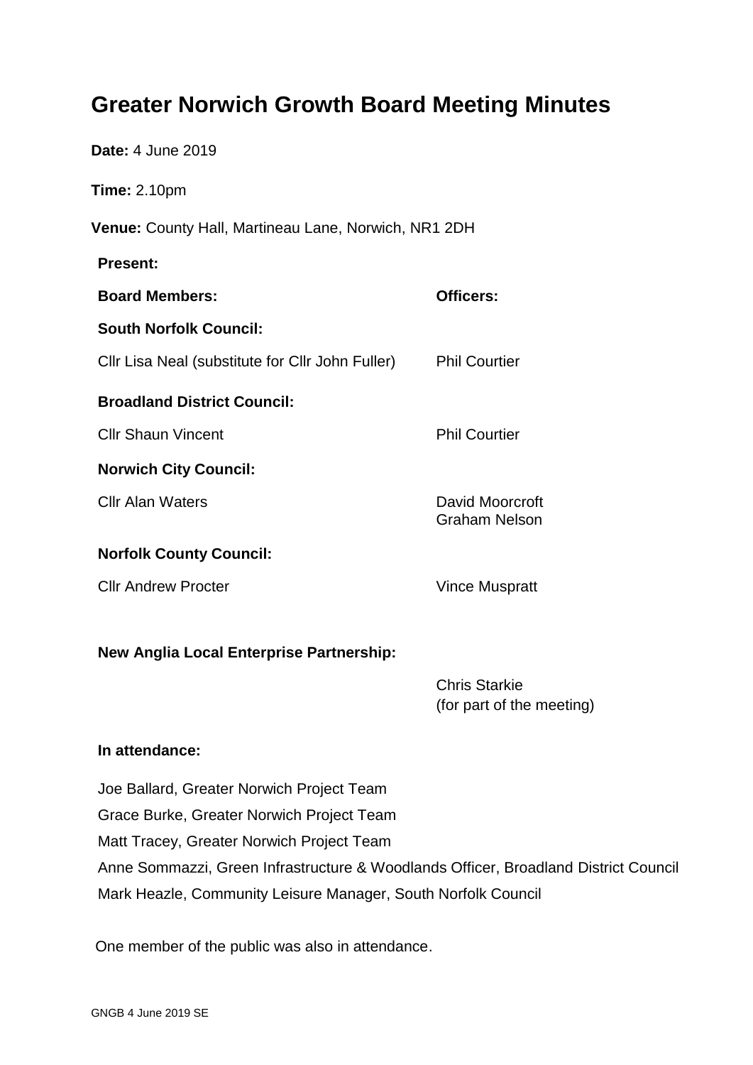# Greater Norwich Growth Board Meeting Minutes

**Date:** 4 June 2019

**Time:** 2.10pm

**Venue:** County Hall, Martineau Lane, Norwich, NR1 2DH

**Present:**

| **Board Members:** | **Officers:** |
|---|---|
| **South Norfolk Council:** | |
| Cllr Lisa Neal (substitute for Cllr John Fuller) | Phil Courtier |
| **Broadland District Council:** | |
| Cllr Shaun Vincent | Phil Courtier |
| **Norwich City Council:** | |
| Cllr Alan Waters | David Moorcroft<br>Graham Nelson |
| **Norfolk County Council:** | |
| Cllr Andrew Procter | Vince Muspratt |
| **New Anglia Local Enterprise Partnership:** | |
| | Chris Starkie<br>(for part of the meeting) |

**In attendance:**

Joe Ballard, Greater Norwich Project Team
Grace Burke, Greater Norwich Project Team
Matt Tracey, Greater Norwich Project Team
Anne Sommazzi, Green Infrastructure & Woodlands Officer, Broadland District Council
Mark Heazle, Community Leisure Manager, South Norfolk Council

One member of the public was also in attendance.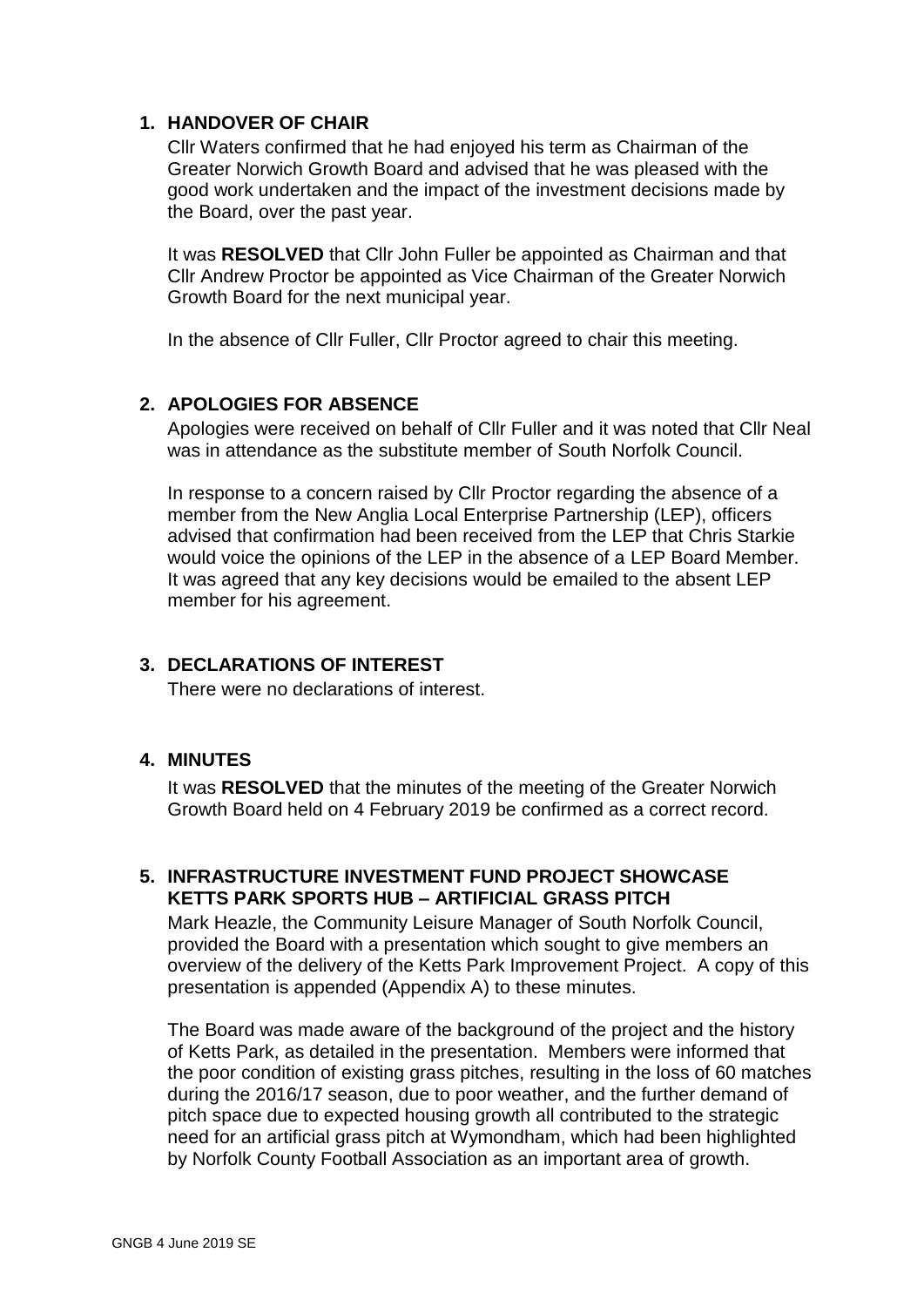## 1. HANDOVER OF CHAIR

Cllr Waters confirmed that he had enjoyed his term as Chairman of the Greater Norwich Growth Board and advised that he was pleased with the good work undertaken and the impact of the investment decisions made by the Board, over the past year.

It was **RESOLVED** that Cllr John Fuller be appointed as Chairman and that Cllr Andrew Proctor be appointed as Vice Chairman of the Greater Norwich Growth Board for the next municipal year.

In the absence of Cllr Fuller, Cllr Proctor agreed to chair this meeting.

## 2. APOLOGIES FOR ABSENCE

Apologies were received on behalf of Cllr Fuller and it was noted that Cllr Neal was in attendance as the substitute member of South Norfolk Council.

In response to a concern raised by Cllr Proctor regarding the absence of a member from the New Anglia Local Enterprise Partnership (LEP), officers advised that confirmation had been received from the LEP that Chris Starkie would voice the opinions of the LEP in the absence of a LEP Board Member. It was agreed that any key decisions would be emailed to the absent LEP member for his agreement.

## 3. DECLARATIONS OF INTEREST

There were no declarations of interest.

## 4. MINUTES

It was **RESOLVED** that the minutes of the meeting of the Greater Norwich Growth Board held on 4 February 2019 be confirmed as a correct record.

## 5. INFRASTRUCTURE INVESTMENT FUND PROJECT SHOWCASE KETTS PARK SPORTS HUB – ARTIFICIAL GRASS PITCH

Mark Heazle, the Community Leisure Manager of South Norfolk Council, provided the Board with a presentation which sought to give members an overview of the delivery of the Ketts Park Improvement Project. A copy of this presentation is appended (Appendix A) to these minutes.

The Board was made aware of the background of the project and the history of Ketts Park, as detailed in the presentation. Members were informed that the poor condition of existing grass pitches, resulting in the loss of 60 matches during the 2016/17 season, due to poor weather, and the further demand of pitch space due to expected housing growth all contributed to the strategic need for an artificial grass pitch at Wymondham, which had been highlighted by Norfolk County Football Association as an important area of growth.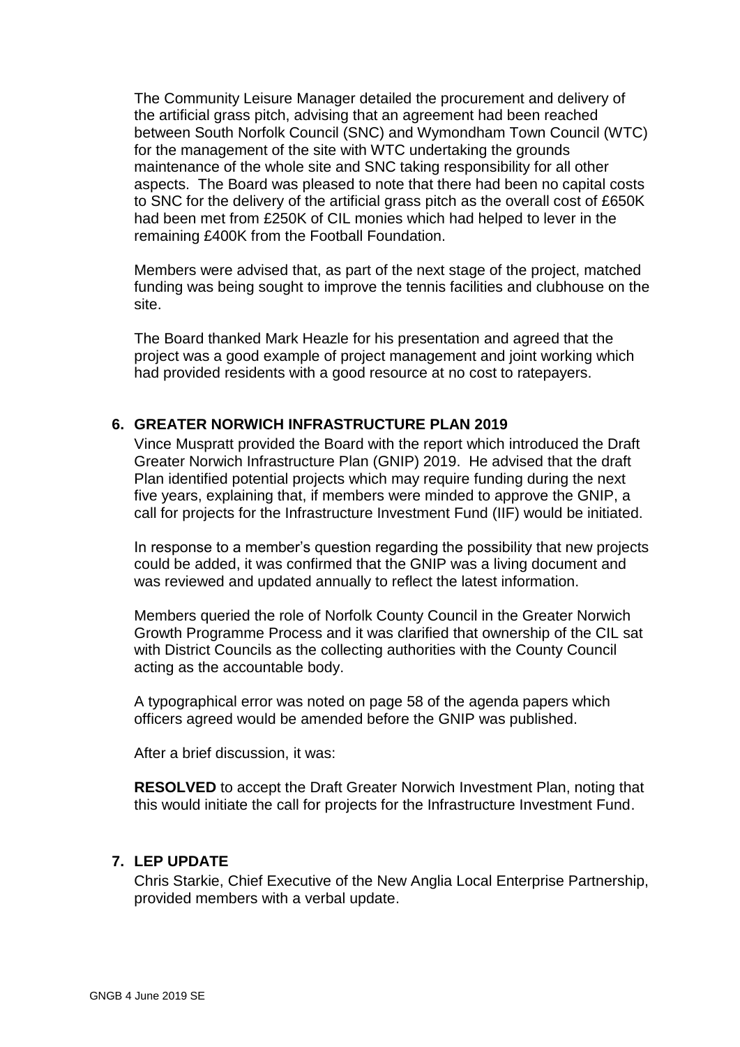The Community Leisure Manager detailed the procurement and delivery of the artificial grass pitch, advising that an agreement had been reached between South Norfolk Council (SNC) and Wymondham Town Council (WTC) for the management of the site with WTC undertaking the grounds maintenance of the whole site and SNC taking responsibility for all other aspects. The Board was pleased to note that there had been no capital costs to SNC for the delivery of the artificial grass pitch as the overall cost of £650K had been met from £250K of CIL monies which had helped to lever in the remaining £400K from the Football Foundation.

Members were advised that, as part of the next stage of the project, matched funding was being sought to improve the tennis facilities and clubhouse on the site.

The Board thanked Mark Heazle for his presentation and agreed that the project was a good example of project management and joint working which had provided residents with a good resource at no cost to ratepayers.

## 6. GREATER NORWICH INFRASTRUCTURE PLAN 2019

Vince Muspratt provided the Board with the report which introduced the Draft Greater Norwich Infrastructure Plan (GNIP) 2019. He advised that the draft Plan identified potential projects which may require funding during the next five years, explaining that, if members were minded to approve the GNIP, a call for projects for the Infrastructure Investment Fund (IIF) would be initiated.

In response to a member's question regarding the possibility that new projects could be added, it was confirmed that the GNIP was a living document and was reviewed and updated annually to reflect the latest information.

Members queried the role of Norfolk County Council in the Greater Norwich Growth Programme Process and it was clarified that ownership of the CIL sat with District Councils as the collecting authorities with the County Council acting as the accountable body.

A typographical error was noted on page 58 of the agenda papers which officers agreed would be amended before the GNIP was published.

After a brief discussion, it was:

**RESOLVED** to accept the Draft Greater Norwich Investment Plan, noting that this would initiate the call for projects for the Infrastructure Investment Fund.

## 7. LEP UPDATE

Chris Starkie, Chief Executive of the New Anglia Local Enterprise Partnership, provided members with a verbal update.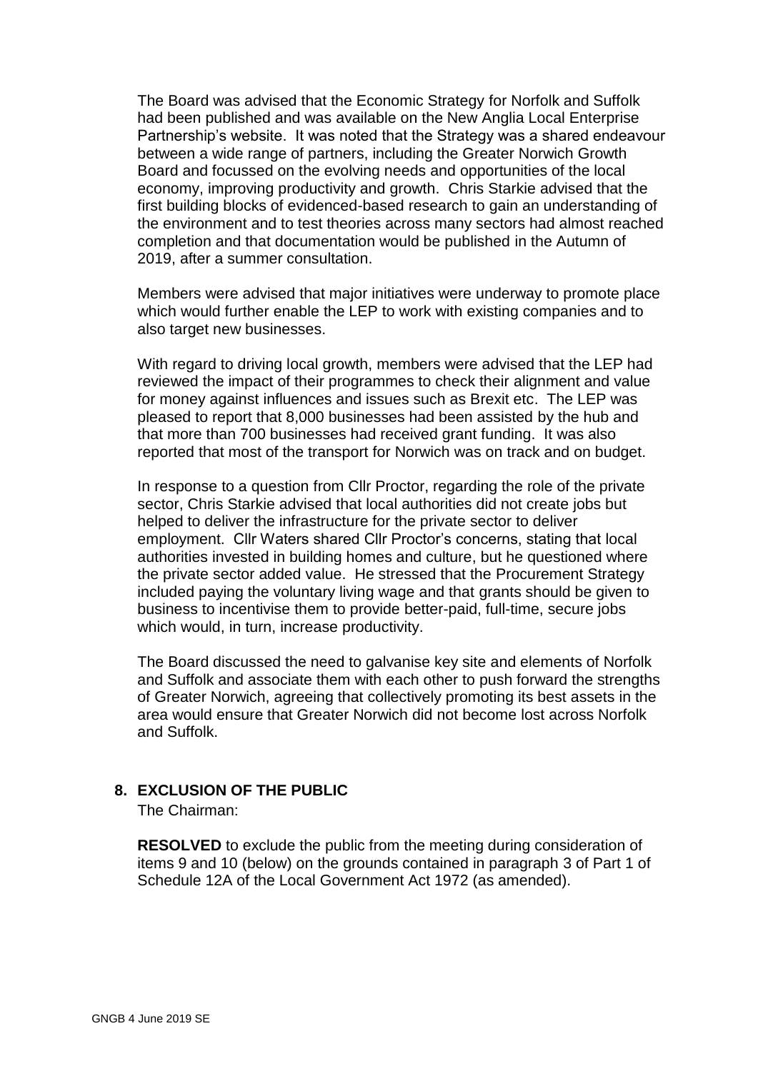The Board was advised that the Economic Strategy for Norfolk and Suffolk had been published and was available on the New Anglia Local Enterprise Partnership's website. It was noted that the Strategy was a shared endeavour between a wide range of partners, including the Greater Norwich Growth Board and focussed on the evolving needs and opportunities of the local economy, improving productivity and growth. Chris Starkie advised that the first building blocks of evidenced-based research to gain an understanding of the environment and to test theories across many sectors had almost reached completion and that documentation would be published in the Autumn of 2019, after a summer consultation.

Members were advised that major initiatives were underway to promote place which would further enable the LEP to work with existing companies and to also target new businesses.

With regard to driving local growth, members were advised that the LEP had reviewed the impact of their programmes to check their alignment and value for money against influences and issues such as Brexit etc. The LEP was pleased to report that 8,000 businesses had been assisted by the hub and that more than 700 businesses had received grant funding. It was also reported that most of the transport for Norwich was on track and on budget.

In response to a question from Cllr Proctor, regarding the role of the private sector, Chris Starkie advised that local authorities did not create jobs but helped to deliver the infrastructure for the private sector to deliver employment. Cllr Waters shared Cllr Proctor's concerns, stating that local authorities invested in building homes and culture, but he questioned where the private sector added value. He stressed that the Procurement Strategy included paying the voluntary living wage and that grants should be given to business to incentivise them to provide better-paid, full-time, secure jobs which would, in turn, increase productivity.

The Board discussed the need to galvanise key site and elements of Norfolk and Suffolk and associate them with each other to push forward the strengths of Greater Norwich, agreeing that collectively promoting its best assets in the area would ensure that Greater Norwich did not become lost across Norfolk and Suffolk.

## 8. EXCLUSION OF THE PUBLIC

The Chairman:

**RESOLVED** to exclude the public from the meeting during consideration of items 9 and 10 (below) on the grounds contained in paragraph 3 of Part 1 of Schedule 12A of the Local Government Act 1972 (as amended).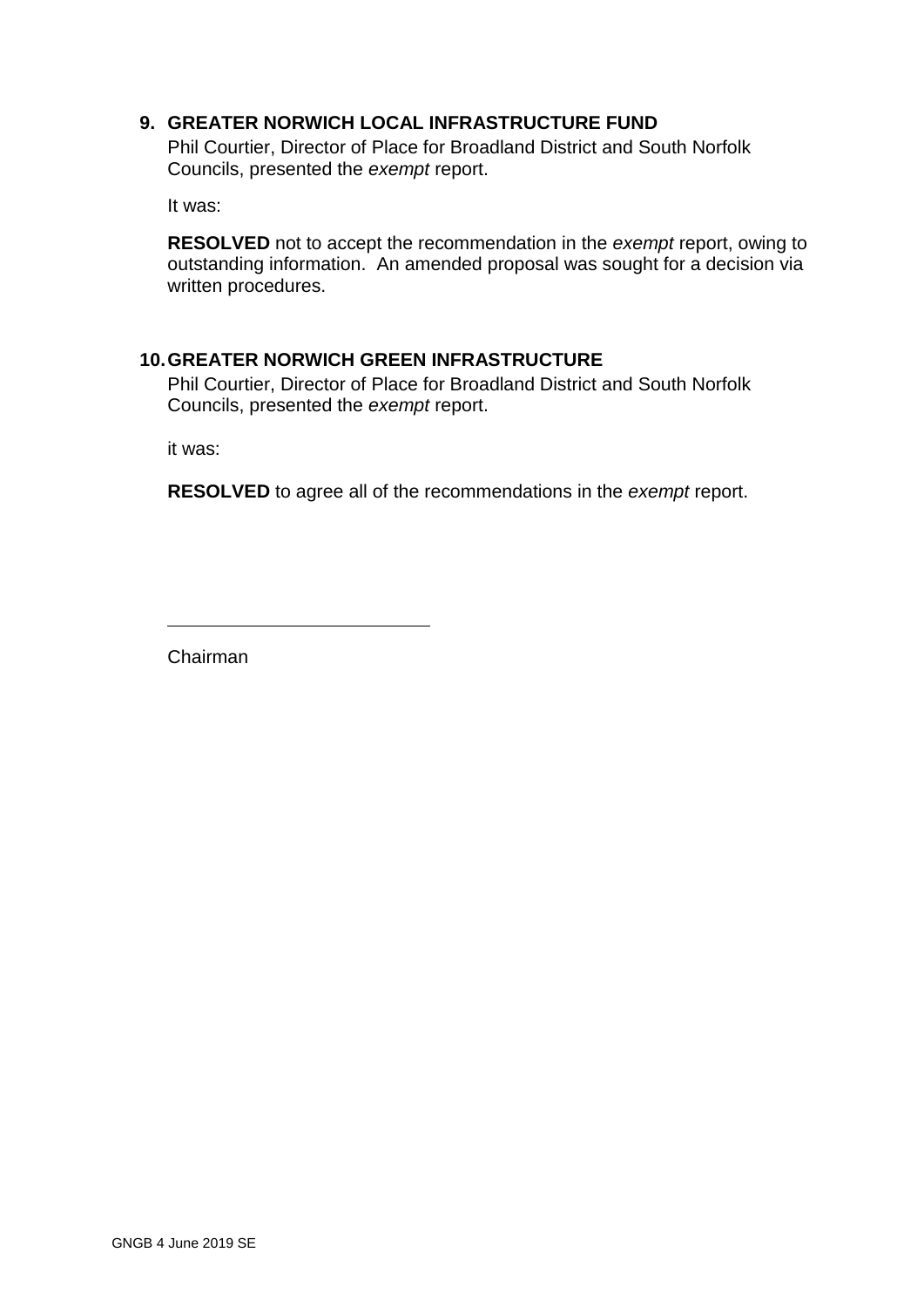**9. GREATER NORWICH LOCAL INFRASTRUCTURE FUND**

Phil Courtier, Director of Place for Broadland District and South Norfolk Councils, presented the *exempt* report.

It was:

**RESOLVED** not to accept the recommendation in the *exempt* report, owing to outstanding information. An amended proposal was sought for a decision via written procedures.

**10. GREATER NORWICH GREEN INFRASTRUCTURE**

Phil Courtier, Director of Place for Broadland District and South Norfolk Councils, presented the *exempt* report.

it was:

**RESOLVED** to agree all of the recommendations in the *exempt* report.

\_\_\_\_\_\_\_\_\_\_\_\_\_\_\_\_\_\_\_\_\_\_\_\_\_\_

Chairman